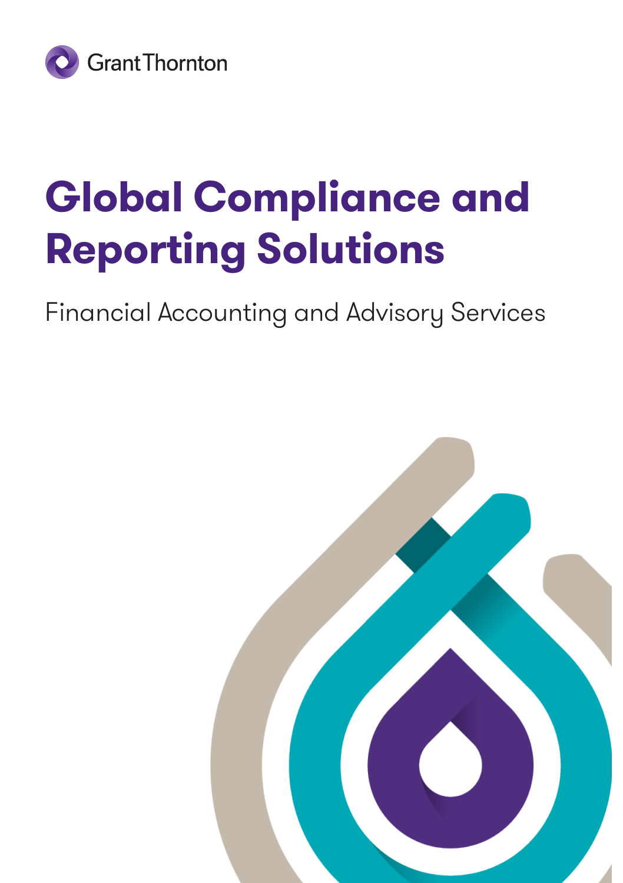Grant Thornton

# Global Compliance and Reporting Solutions

Financial Accounting and Advisory Services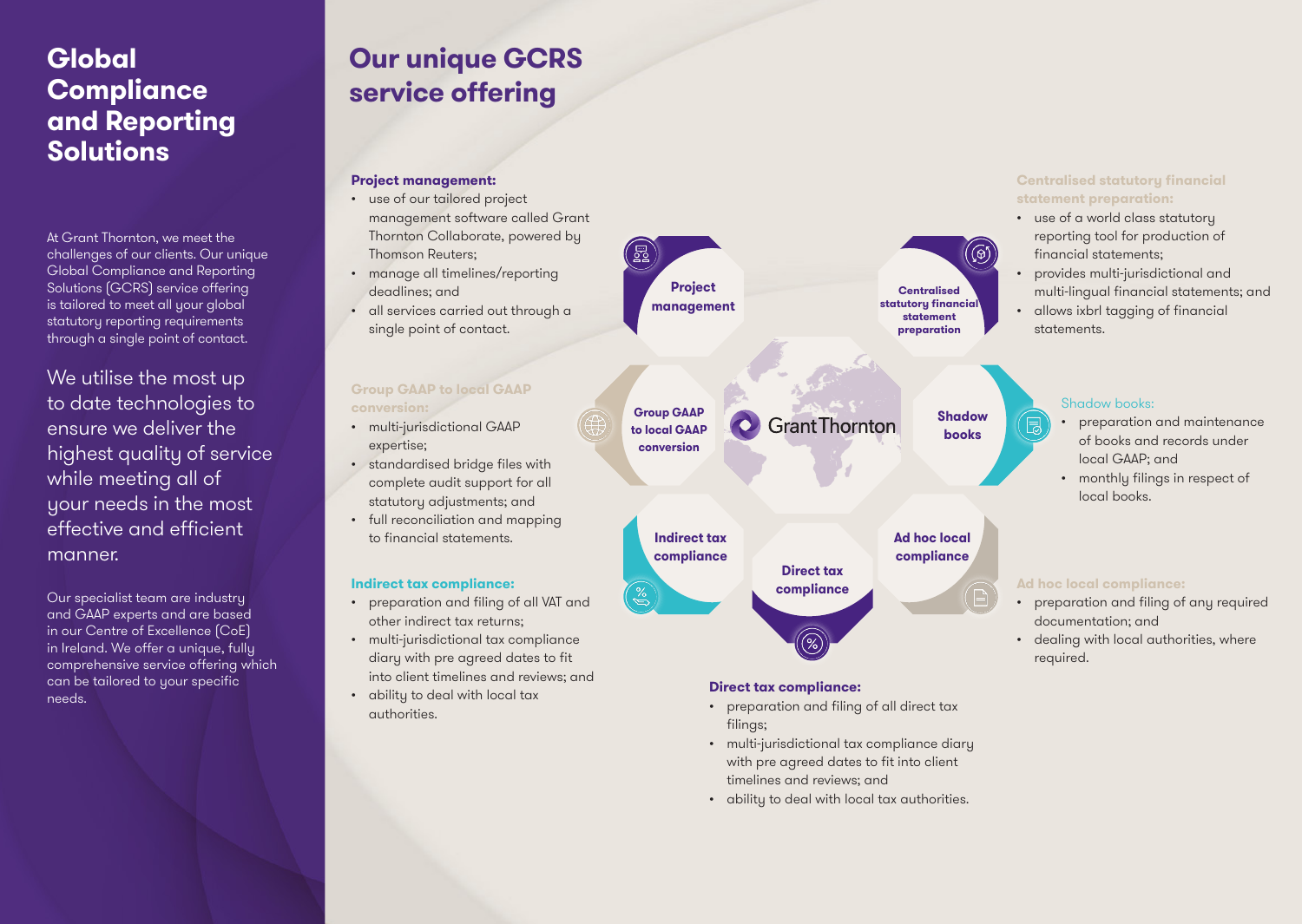# Global Compliance and Reporting Solutions

At Grant Thornton, we meet the challenges of our clients. Our unique Global Compliance and Reporting Solutions (GCRS) service offering is tailored to meet all your global statutory reporting requirements through a single point of contact.

We utilise the most up to date technologies to ensure we deliver the highest quality of service while meeting all of your needs in the most effective and efficient manner.

Our specialist team are industry and GAAP experts and are based in our Centre of Excellence (CoE) in Ireland. We offer a unique, fully comprehensive service offering which can be tailored to your specific needs.

## Our unique GCRS service offering

**Project management:**

- use of our tailored project management software called Grant Thornton Collaborate, powered by Thomson Reuters;
- manage all timelines/reporting deadlines; and
- all services carried out through a single point of contact.

**Group GAAP to local GAAP conversion:**

- multi-jurisdictional GAAP expertise;
- standardised bridge files with complete audit support for all statutory adjustments; and
- full reconciliation and mapping to financial statements.

**Indirect tax compliance:**

- preparation and filing of all VAT and other indirect tax returns;
- multi-jurisdictional tax compliance diary with pre agreed dates to fit into client timelines and reviews; and
- ability to deal with local tax authorities.

**Direct tax compliance:**

- preparation and filing of all direct tax filings;
- multi-jurisdictional tax compliance diary with pre agreed dates to fit into client timelines and reviews; and
- ability to deal with local tax authorities.

**Centralised statutory financial statement preparation:**

- use of a world class statutory reporting tool for production of financial statements;
- provides multi-jurisdictional and multi-lingual financial statements; and
- allows ixbrl tagging of financial statements.

**Shadow books:**

- preparation and maintenance of books and records under local GAAP; and
- monthly filings in respect of local books.

**Ad hoc local compliance:**

- preparation and filing of any required documentation; and
- dealing with local authorities, where required.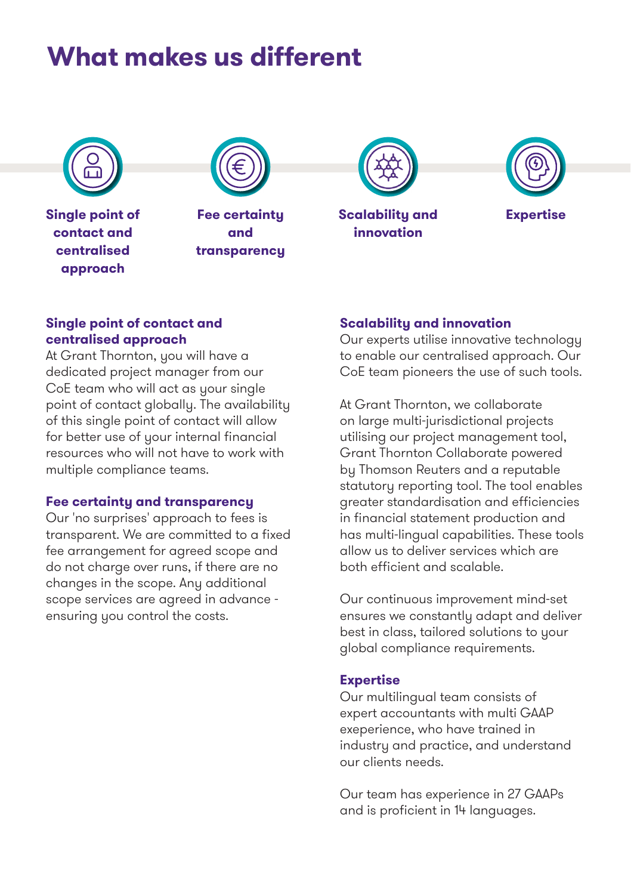# What makes us different

**Single point of contact and centralised approach**

**Fee certainty and transparency**

**Scalability and innovation**

**Expertise**

### Single point of contact and centralised approach

At Grant Thornton, you will have a dedicated project manager from our CoE team who will act as your single point of contact globally. The availability of this single point of contact will allow for better use of your internal financial resources who will not have to work with multiple compliance teams.

### Fee certainty and transparency

Our 'no surprises' approach to fees is transparent. We are committed to a fixed fee arrangement for agreed scope and do not charge over runs, if there are no changes in the scope. Any additional scope services are agreed in advance - ensuring you control the costs.

### Scalability and innovation

Our experts utilise innovative technology to enable our centralised approach. Our CoE team pioneers the use of such tools.

At Grant Thornton, we collaborate on large multi-jurisdictional projects utilising our project management tool, Grant Thornton Collaborate powered by Thomson Reuters and a reputable statutory reporting tool. The tool enables greater standardisation and efficiencies in financial statement production and has multi-lingual capabilities. These tools allow us to deliver services which are both efficient and scalable.

Our continuous improvement mind-set ensures we constantly adapt and deliver best in class, tailored solutions to your global compliance requirements.

### Expertise

Our multilingual team consists of expert accountants with multi GAAP exeperience, who have trained in industry and practice, and understand our clients needs.

Our team has experience in 27 GAAPs and is proficient in 14 languages.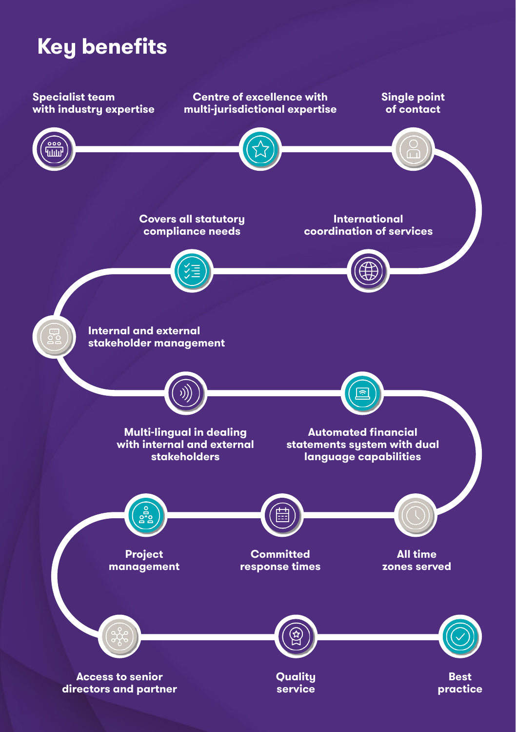# Key benefits

- Specialist team with industry expertise
- Centre of excellence with multi-jurisdictional expertise
- Single point of contact
- International coordination of services
- Covers all statutory compliance needs
- Internal and external stakeholder management
- Multi-lingual in dealing with internal and external stakeholders
- Automated financial statements system with dual language capabilities
- All time zones served
- Committed response times
- Project management
- Access to senior directors and partner
- Quality service
- Best practice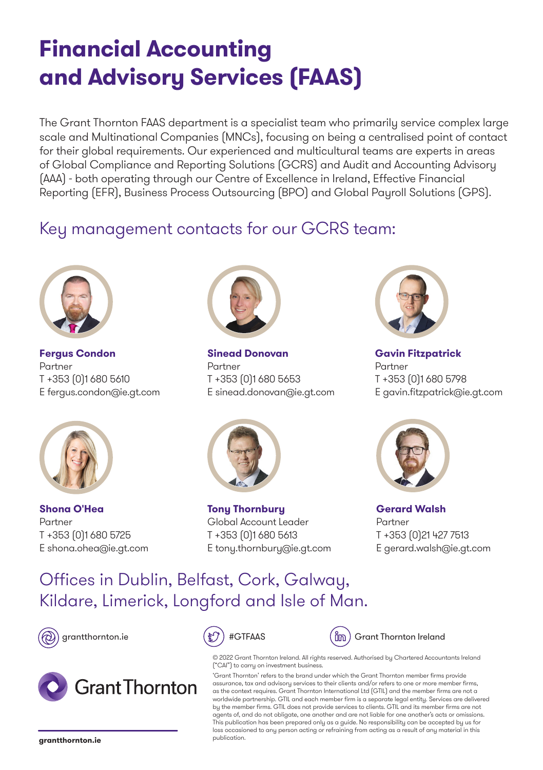# Financial Accounting and Advisory Services (FAAS)

The Grant Thornton FAAS department is a specialist team who primarily service complex large scale and Multinational Companies (MNCs), focusing on being a centralised point of contact for their global requirements. Our experienced and multicultural teams are experts in areas of Global Compliance and Reporting Solutions (GCRS) and Audit and Accounting Advisory (AAA) - both operating through our Centre of Excellence in Ireland, Effective Financial Reporting (EFR), Business Process Outsourcing (BPO) and Global Payroll Solutions (GPS).

## Key management contacts for our GCRS team:

**Fergus Condon**
Partner
T +353 (0)1 680 5610
E fergus.condon@ie.gt.com

**Sinead Donovan**
Partner
T +353 (0)1 680 5653
E sinead.donovan@ie.gt.com

**Gavin Fitzpatrick**
Partner
T +353 (0)1 680 5798
E gavin.fitzpatrick@ie.gt.com

**Shona O'Hea**
Partner
T +353 (0)1 680 5725
E shona.ohea@ie.gt.com

**Tony Thornbury**
Global Account Leader
T +353 (0)1 680 5613
E tony.thornbury@ie.gt.com

**Gerard Walsh**
Partner
T +353 (0)21 427 7513
E gerard.walsh@ie.gt.com

## Offices in Dublin, Belfast, Cork, Galway, Kildare, Limerick, Longford and Isle of Man.

grantthornton.ie

#GTFAAS

Grant Thornton Ireland

Grant Thornton

© 2022 Grant Thornton Ireland. All rights reserved. Authorised by Chartered Accountants Ireland ("CAI") to carry on investment business.

'Grant Thornton' refers to the brand under which the Grant Thornton member firms provide assurance, tax and advisory services to their clients and/or refers to one or more member firms, as the context requires. Grant Thornton International Ltd (GTIL) and the member firms are not a worldwide partnership. GTIL and each member firm is a separate legal entity. Services are delivered by the member firms. GTIL does not provide services to clients. GTIL and its member firms are not agents of, and do not obligate, one another and are not liable for one another's acts or omissions. This publication has been prepared only as a guide. No responsibility can be accepted by us for loss occasioned to any person acting or refraining from acting as a result of any material in this publication.

grantthornton.ie